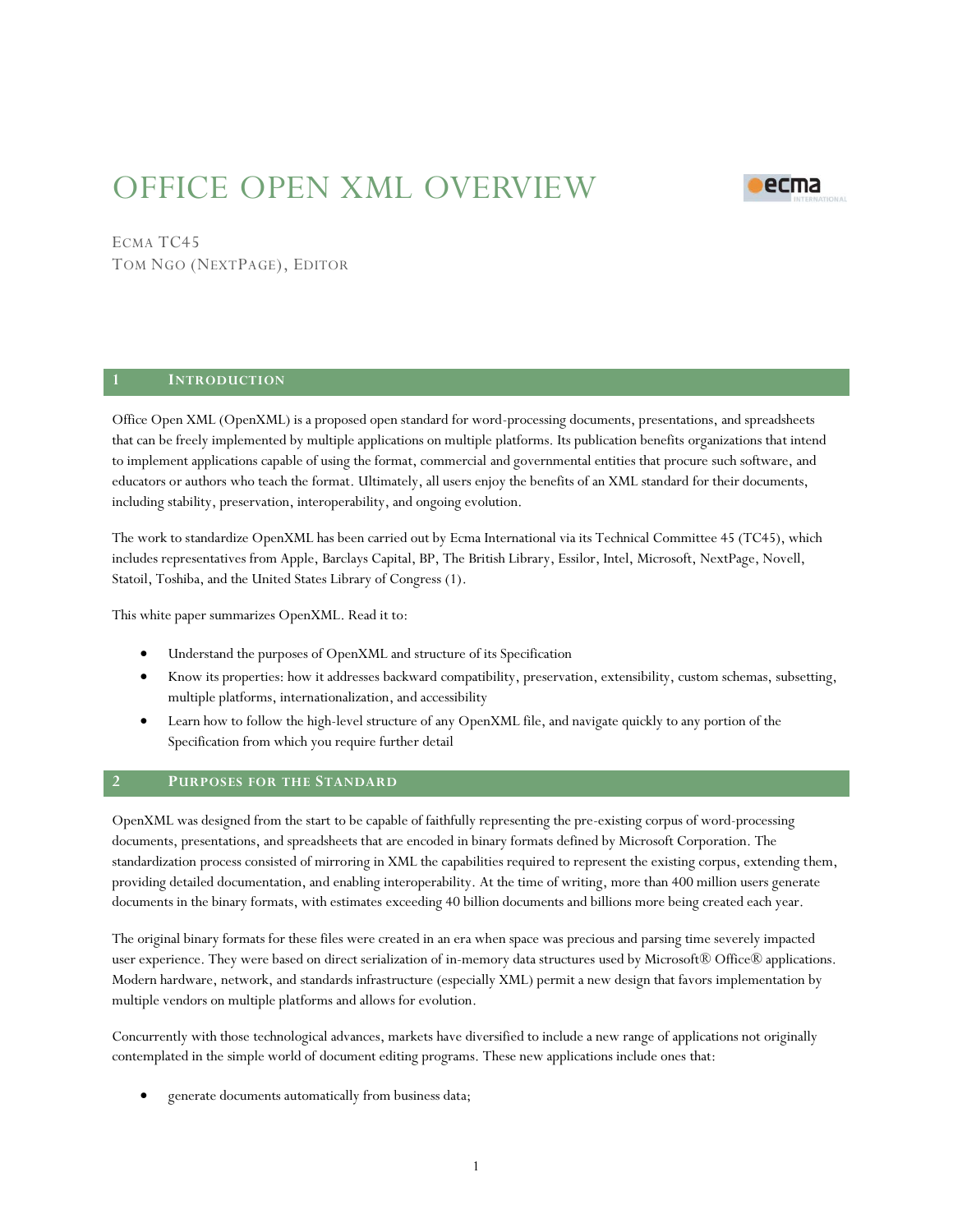# OFFICE OPEN XML OVERVIEW

ECMA TC45
TOM NGO (NEXTPAGE), EDITOR

## 1 INTRODUCTION

Office Open XML (OpenXML) is a proposed open standard for word-processing documents, presentations, and spreadsheets that can be freely implemented by multiple applications on multiple platforms. Its publication benefits organizations that intend to implement applications capable of using the format, commercial and governmental entities that procure such software, and educators or authors who teach the format. Ultimately, all users enjoy the benefits of an XML standard for their documents, including stability, preservation, interoperability, and ongoing evolution.

The work to standardize OpenXML has been carried out by Ecma International via its Technical Committee 45 (TC45), which includes representatives from Apple, Barclays Capital, BP, The British Library, Essilor, Intel, Microsoft, NextPage, Novell, Statoil, Toshiba, and the United States Library of Congress (1).

This white paper summarizes OpenXML. Read it to:

- Understand the purposes of OpenXML and structure of its Specification
- Know its properties: how it addresses backward compatibility, preservation, extensibility, custom schemas, subsetting, multiple platforms, internationalization, and accessibility
- Learn how to follow the high-level structure of any OpenXML file, and navigate quickly to any portion of the Specification from which you require further detail

## 2 PURPOSES FOR THE STANDARD

OpenXML was designed from the start to be capable of faithfully representing the pre-existing corpus of word-processing documents, presentations, and spreadsheets that are encoded in binary formats defined by Microsoft Corporation. The standardization process consisted of mirroring in XML the capabilities required to represent the existing corpus, extending them, providing detailed documentation, and enabling interoperability. At the time of writing, more than 400 million users generate documents in the binary formats, with estimates exceeding 40 billion documents and billions more being created each year.

The original binary formats for these files were created in an era when space was precious and parsing time severely impacted user experience. They were based on direct serialization of in-memory data structures used by Microsoft® Office® applications. Modern hardware, network, and standards infrastructure (especially XML) permit a new design that favors implementation by multiple vendors on multiple platforms and allows for evolution.

Concurrently with those technological advances, markets have diversified to include a new range of applications not originally contemplated in the simple world of document editing programs. These new applications include ones that:

- generate documents automatically from business data;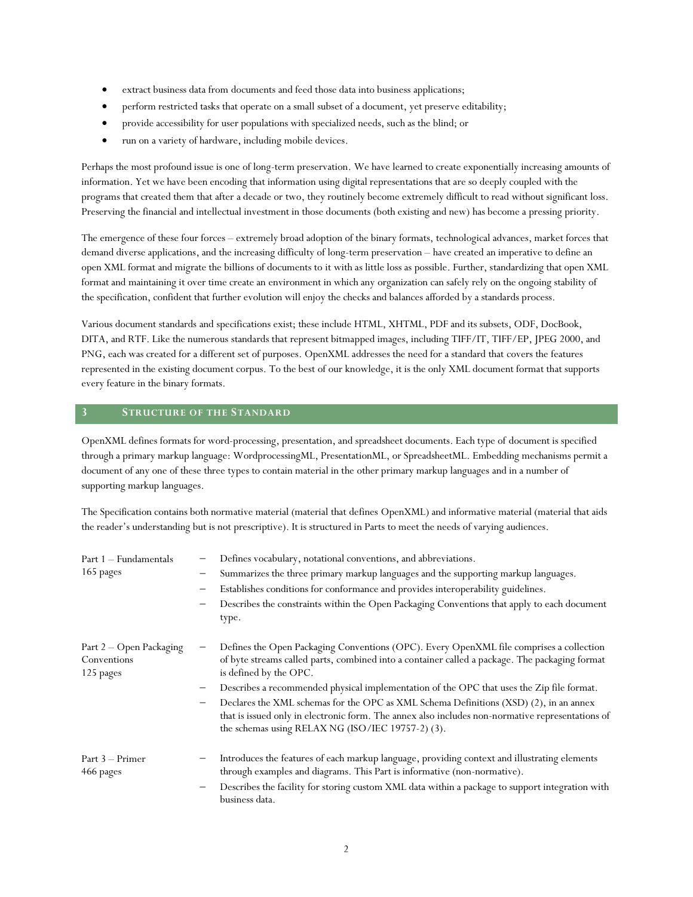- extract business data from documents and feed those data into business applications;
- perform restricted tasks that operate on a small subset of a document, yet preserve editability;
- provide accessibility for user populations with specialized needs, such as the blind; or
- run on a variety of hardware, including mobile devices.

Perhaps the most profound issue is one of long-term preservation. We have learned to create exponentially increasing amounts of information. Yet we have been encoding that information using digital representations that are so deeply coupled with the programs that created them that after a decade or two, they routinely become extremely difficult to read without significant loss. Preserving the financial and intellectual investment in those documents (both existing and new) has become a pressing priority.

The emergence of these four forces – extremely broad adoption of the binary formats, technological advances, market forces that demand diverse applications, and the increasing difficulty of long-term preservation – have created an imperative to define an open XML format and migrate the billions of documents to it with as little loss as possible. Further, standardizing that open XML format and maintaining it over time create an environment in which any organization can safely rely on the ongoing stability of the specification, confident that further evolution will enjoy the checks and balances afforded by a standards process.

Various document standards and specifications exist; these include HTML, XHTML, PDF and its subsets, ODF, DocBook, DITA, and RTF. Like the numerous standards that represent bitmapped images, including TIFF/IT, TIFF/EP, JPEG 2000, and PNG, each was created for a different set of purposes. OpenXML addresses the need for a standard that covers the features represented in the existing document corpus. To the best of our knowledge, it is the only XML document format that supports every feature in the binary formats.

## 3 Structure of the Standard

OpenXML defines formats for word-processing, presentation, and spreadsheet documents. Each type of document is specified through a primary markup language: WordprocessingML, PresentationML, or SpreadsheetML. Embedding mechanisms permit a document of any one of these three types to contain material in the other primary markup languages and in a number of supporting markup languages.

The Specification contains both normative material (material that defines OpenXML) and informative material (material that aids the reader's understanding but is not prescriptive). It is structured in Parts to meet the needs of varying audiences.

**Part 1 – Fundamentals**
165 pages

- Defines vocabulary, notational conventions, and abbreviations.
- Summarizes the three primary markup languages and the supporting markup languages.
- Establishes conditions for conformance and provides interoperability guidelines.
- Describes the constraints within the Open Packaging Conventions that apply to each document type.

**Part 2 – Open Packaging Conventions**
125 pages

- Defines the Open Packaging Conventions (OPC). Every OpenXML file comprises a collection of byte streams called parts, combined into a container called a package. The packaging format is defined by the OPC.
- Describes a recommended physical implementation of the OPC that uses the Zip file format.
- Declares the XML schemas for the OPC as XML Schema Definitions (XSD) (2), in an annex that is issued only in electronic form. The annex also includes non-normative representations of the schemas using RELAX NG (ISO/IEC 19757-2) (3).

**Part 3 – Primer**
466 pages

- Introduces the features of each markup language, providing context and illustrating elements through examples and diagrams. This Part is informative (non-normative).
- Describes the facility for storing custom XML data within a package to support integration with business data.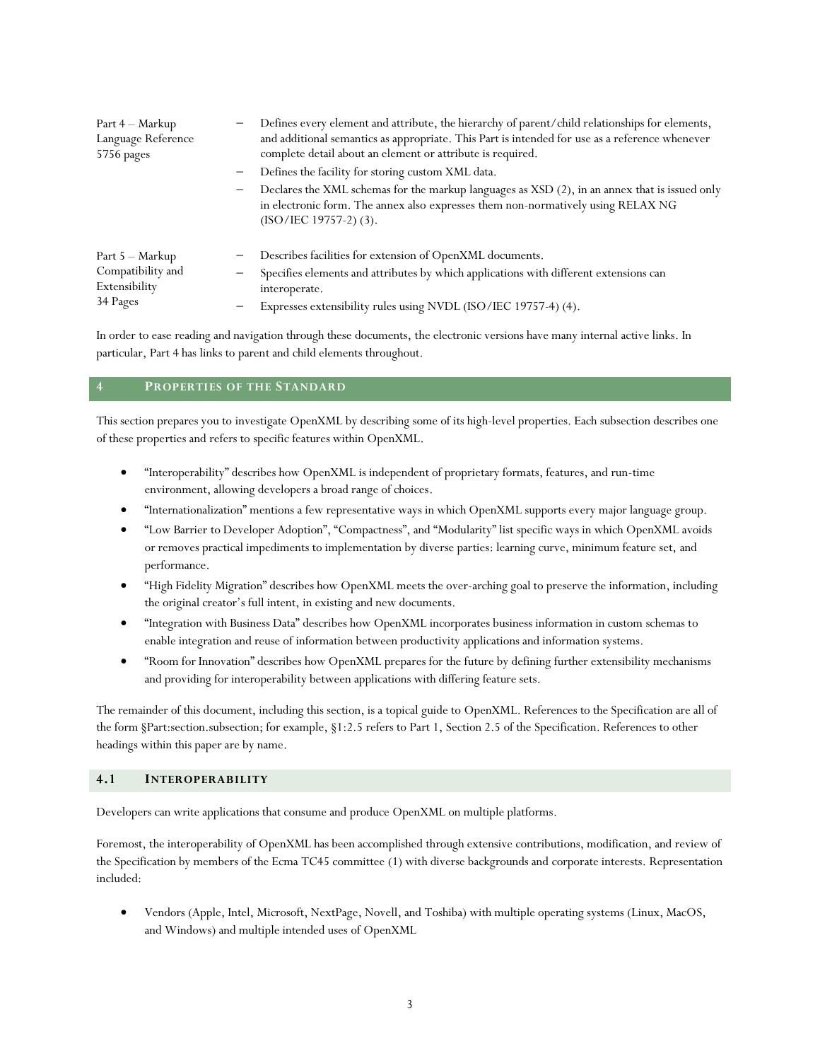| | |
|---|---|
| Part 4 – Markup Language Reference 5756 pages | – Defines every element and attribute, the hierarchy of parent/child relationships for elements, and additional semantics as appropriate. This Part is intended for use as a reference whenever complete detail about an element or attribute is required.<br>– Defines the facility for storing custom XML data.<br>– Declares the XML schemas for the markup languages as XSD (2), in an annex that is issued only in electronic form. The annex also expresses them non-normatively using RELAX NG (ISO/IEC 19757-2) (3). |
| Part 5 – Markup Compatibility and Extensibility 34 Pages | – Describes facilities for extension of OpenXML documents.<br>– Specifies elements and attributes by which applications with different extensions can interoperate.<br>– Expresses extensibility rules using NVDL (ISO/IEC 19757-4) (4). |

In order to ease reading and navigation through these documents, the electronic versions have many internal active links. In particular, Part 4 has links to parent and child elements throughout.

## 4 Properties of the Standard

This section prepares you to investigate OpenXML by describing some of its high-level properties. Each subsection describes one of these properties and refers to specific features within OpenXML.

- "Interoperability" describes how OpenXML is independent of proprietary formats, features, and run-time environment, allowing developers a broad range of choices.
- "Internationalization" mentions a few representative ways in which OpenXML supports every major language group.
- "Low Barrier to Developer Adoption", "Compactness", and "Modularity" list specific ways in which OpenXML avoids or removes practical impediments to implementation by diverse parties: learning curve, minimum feature set, and performance.
- "High Fidelity Migration" describes how OpenXML meets the over-arching goal to preserve the information, including the original creator's full intent, in existing and new documents.
- "Integration with Business Data" describes how OpenXML incorporates business information in custom schemas to enable integration and reuse of information between productivity applications and information systems.
- "Room for Innovation" describes how OpenXML prepares for the future by defining further extensibility mechanisms and providing for interoperability between applications with differing feature sets.

The remainder of this document, including this section, is a topical guide to OpenXML. References to the Specification are all of the form §Part:section.subsection; for example, §1:2.5 refers to Part 1, Section 2.5 of the Specification. References to other headings within this paper are by name.

### 4.1 Interoperability

Developers can write applications that consume and produce OpenXML on multiple platforms.

Foremost, the interoperability of OpenXML has been accomplished through extensive contributions, modification, and review of the Specification by members of the Ecma TC45 committee (1) with diverse backgrounds and corporate interests. Representation included:

- Vendors (Apple, Intel, Microsoft, NextPage, Novell, and Toshiba) with multiple operating systems (Linux, MacOS, and Windows) and multiple intended uses of OpenXML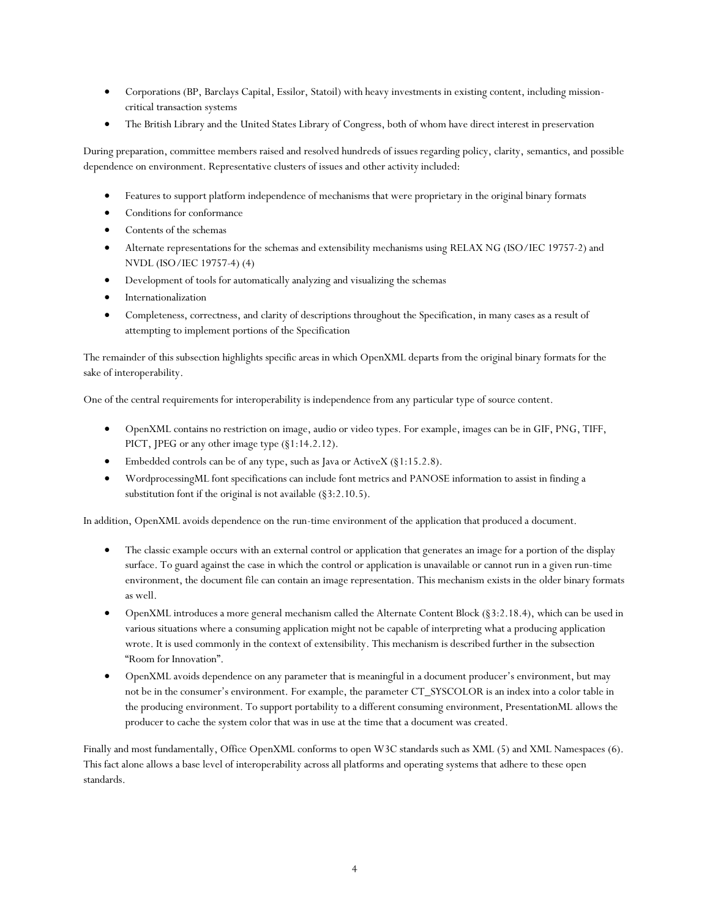- Corporations (BP, Barclays Capital, Essilor, Statoil) with heavy investments in existing content, including mission-critical transaction systems
- The British Library and the United States Library of Congress, both of whom have direct interest in preservation

During preparation, committee members raised and resolved hundreds of issues regarding policy, clarity, semantics, and possible dependence on environment. Representative clusters of issues and other activity included:

- Features to support platform independence of mechanisms that were proprietary in the original binary formats
- Conditions for conformance
- Contents of the schemas
- Alternate representations for the schemas and extensibility mechanisms using RELAX NG (ISO/IEC 19757-2) and NVDL (ISO/IEC 19757-4) (4)
- Development of tools for automatically analyzing and visualizing the schemas
- Internationalization
- Completeness, correctness, and clarity of descriptions throughout the Specification, in many cases as a result of attempting to implement portions of the Specification

The remainder of this subsection highlights specific areas in which OpenXML departs from the original binary formats for the sake of interoperability.

One of the central requirements for interoperability is independence from any particular type of source content.

- OpenXML contains no restriction on image, audio or video types. For example, images can be in GIF, PNG, TIFF, PICT, JPEG or any other image type (§1:14.2.12).
- Embedded controls can be of any type, such as Java or ActiveX (§1:15.2.8).
- WordprocessingML font specifications can include font metrics and PANOSE information to assist in finding a substitution font if the original is not available (§3:2.10.5).

In addition, OpenXML avoids dependence on the run-time environment of the application that produced a document.

- The classic example occurs with an external control or application that generates an image for a portion of the display surface. To guard against the case in which the control or application is unavailable or cannot run in a given run-time environment, the document file can contain an image representation. This mechanism exists in the older binary formats as well.
- OpenXML introduces a more general mechanism called the Alternate Content Block (§3:2.18.4), which can be used in various situations where a consuming application might not be capable of interpreting what a producing application wrote. It is used commonly in the context of extensibility. This mechanism is described further in the subsection "Room for Innovation".
- OpenXML avoids dependence on any parameter that is meaningful in a document producer's environment, but may not be in the consumer's environment. For example, the parameter CT_SYSCOLOR is an index into a color table in the producing environment. To support portability to a different consuming environment, PresentationML allows the producer to cache the system color that was in use at the time that a document was created.

Finally and most fundamentally, Office OpenXML conforms to open W3C standards such as XML (5) and XML Namespaces (6). This fact alone allows a base level of interoperability across all platforms and operating systems that adhere to these open standards.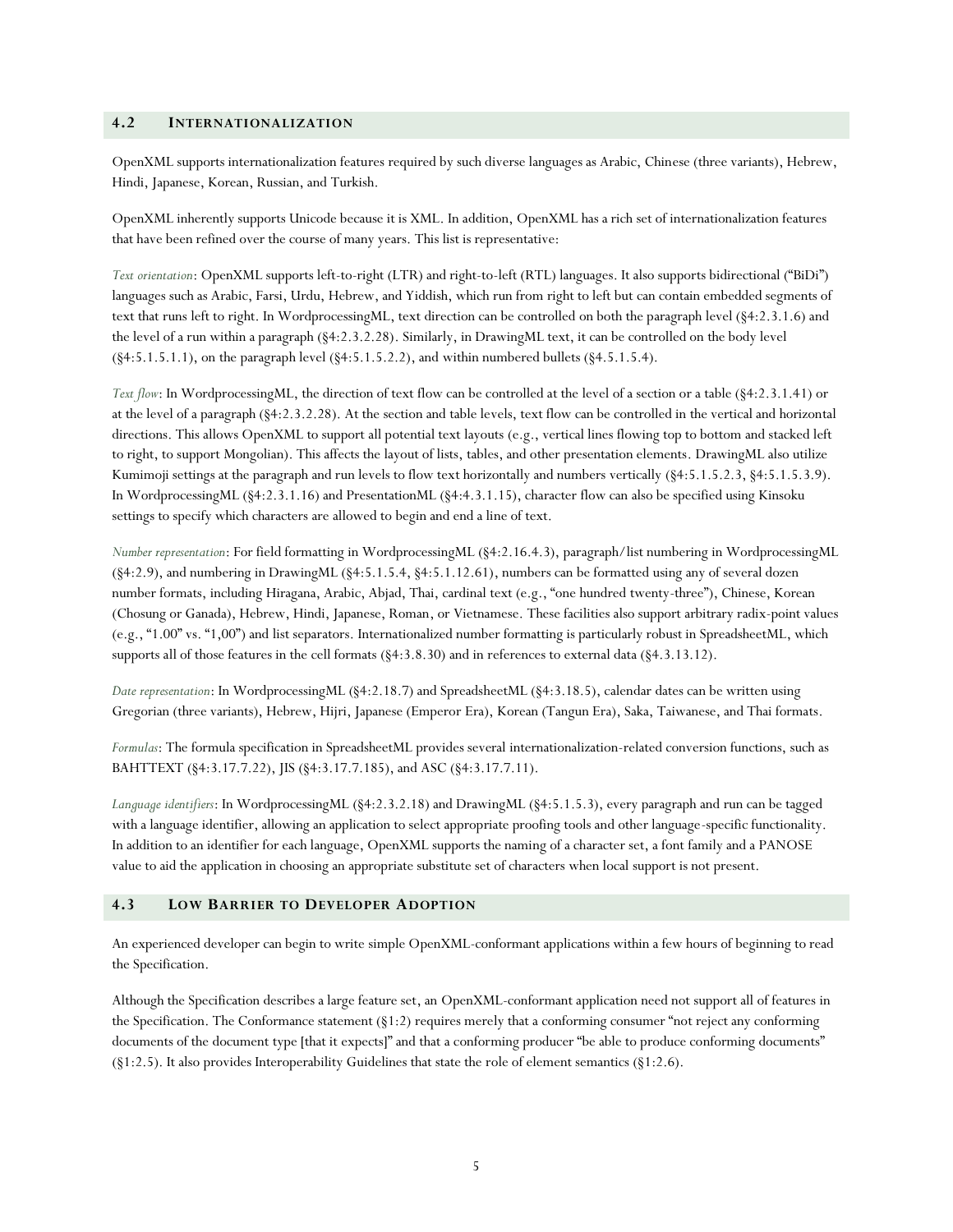## 4.2 Internationalization

OpenXML supports internationalization features required by such diverse languages as Arabic, Chinese (three variants), Hebrew, Hindi, Japanese, Korean, Russian, and Turkish.

OpenXML inherently supports Unicode because it is XML. In addition, OpenXML has a rich set of internationalization features that have been refined over the course of many years. This list is representative:

*Text orientation*: OpenXML supports left-to-right (LTR) and right-to-left (RTL) languages. It also supports bidirectional ("BiDi") languages such as Arabic, Farsi, Urdu, Hebrew, and Yiddish, which run from right to left but can contain embedded segments of text that runs left to right. In WordprocessingML, text direction can be controlled on both the paragraph level (§4:2.3.1.6) and the level of a run within a paragraph (§4:2.3.2.28). Similarly, in DrawingML text, it can be controlled on the body level (§4:5.1.5.1.1), on the paragraph level (§4:5.1.5.2.2), and within numbered bullets (§4.5.1.5.4).

*Text flow*: In WordprocessingML, the direction of text flow can be controlled at the level of a section or a table (§4:2.3.1.41) or at the level of a paragraph (§4:2.3.2.28). At the section and table levels, text flow can be controlled in the vertical and horizontal directions. This allows OpenXML to support all potential text layouts (e.g., vertical lines flowing top to bottom and stacked left to right, to support Mongolian). This affects the layout of lists, tables, and other presentation elements. DrawingML also utilize Kumimoji settings at the paragraph and run levels to flow text horizontally and numbers vertically (§4:5.1.5.2.3, §4:5.1.5.3.9). In WordprocessingML (§4:2.3.1.16) and PresentationML (§4:4.3.1.15), character flow can also be specified using Kinsoku settings to specify which characters are allowed to begin and end a line of text.

*Number representation*: For field formatting in WordprocessingML (§4:2.16.4.3), paragraph/list numbering in WordprocessingML (§4:2.9), and numbering in DrawingML (§4:5.1.5.4, §4:5.1.12.61), numbers can be formatted using any of several dozen number formats, including Hiragana, Arabic, Abjad, Thai, cardinal text (e.g., "one hundred twenty-three"), Chinese, Korean (Chosung or Ganada), Hebrew, Hindi, Japanese, Roman, or Vietnamese. These facilities also support arbitrary radix-point values (e.g., "1.00" vs. "1,00") and list separators. Internationalized number formatting is particularly robust in SpreadsheetML, which supports all of those features in the cell formats (§4:3.8.30) and in references to external data (§4.3.13.12).

*Date representation*: In WordprocessingML (§4:2.18.7) and SpreadsheetML (§4:3.18.5), calendar dates can be written using Gregorian (three variants), Hebrew, Hijri, Japanese (Emperor Era), Korean (Tangun Era), Saka, Taiwanese, and Thai formats.

*Formulas*: The formula specification in SpreadsheetML provides several internationalization-related conversion functions, such as BAHTTEXT (§4:3.17.7.22), JIS (§4:3.17.7.185), and ASC (§4:3.17.7.11).

*Language identifiers*: In WordprocessingML (§4:2.3.2.18) and DrawingML (§4:5.1.5.3), every paragraph and run can be tagged with a language identifier, allowing an application to select appropriate proofing tools and other language-specific functionality. In addition to an identifier for each language, OpenXML supports the naming of a character set, a font family and a PANOSE value to aid the application in choosing an appropriate substitute set of characters when local support is not present.

## 4.3 Low Barrier to Developer Adoption

An experienced developer can begin to write simple OpenXML-conformant applications within a few hours of beginning to read the Specification.

Although the Specification describes a large feature set, an OpenXML-conformant application need not support all of features in the Specification. The Conformance statement (§1:2) requires merely that a conforming consumer "not reject any conforming documents of the document type [that it expects]" and that a conforming producer "be able to produce conforming documents" (§1:2.5). It also provides Interoperability Guidelines that state the role of element semantics (§1:2.6).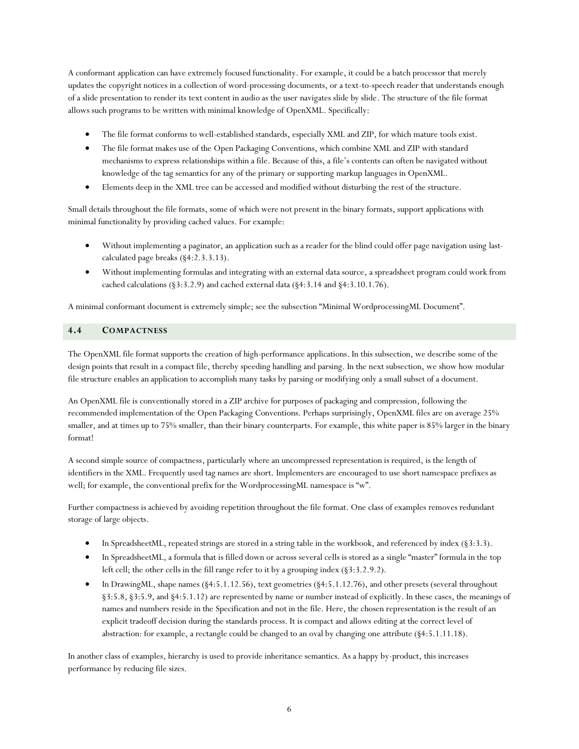A conformant application can have extremely focused functionality. For example, it could be a batch processor that merely updates the copyright notices in a collection of word-processing documents, or a text-to-speech reader that understands enough of a slide presentation to render its text content in audio as the user navigates slide by slide. The structure of the file format allows such programs to be written with minimal knowledge of OpenXML. Specifically:

- The file format conforms to well-established standards, especially XML and ZIP, for which mature tools exist.
- The file format makes use of the Open Packaging Conventions, which combine XML and ZIP with standard mechanisms to express relationships within a file. Because of this, a file's contents can often be navigated without knowledge of the tag semantics for any of the primary or supporting markup languages in OpenXML.
- Elements deep in the XML tree can be accessed and modified without disturbing the rest of the structure.

Small details throughout the file formats, some of which were not present in the binary formats, support applications with minimal functionality by providing cached values. For example:

- Without implementing a paginator, an application such as a reader for the blind could offer page navigation using last-calculated page breaks (§4:2.3.3.13).
- Without implementing formulas and integrating with an external data source, a spreadsheet program could work from cached calculations (§3:3.2.9) and cached external data (§4:3.14 and §4:3.10.1.76).

A minimal conformant document is extremely simple; see the subsection "Minimal WordprocessingML Document".

## 4.4 COMPACTNESS

The OpenXML file format supports the creation of high-performance applications. In this subsection, we describe some of the design points that result in a compact file, thereby speeding handling and parsing. In the next subsection, we show how modular file structure enables an application to accomplish many tasks by parsing or modifying only a small subset of a document.

An OpenXML file is conventionally stored in a ZIP archive for purposes of packaging and compression, following the recommended implementation of the Open Packaging Conventions. Perhaps surprisingly, OpenXML files are on average 25% smaller, and at times up to 75% smaller, than their binary counterparts. For example, this white paper is 85% larger in the binary format!

A second simple source of compactness, particularly where an uncompressed representation is required, is the length of identifiers in the XML. Frequently used tag names are short. Implementers are encouraged to use short namespace prefixes as well; for example, the conventional prefix for the WordprocessingML namespace is "w".

Further compactness is achieved by avoiding repetition throughout the file format. One class of examples removes redundant storage of large objects.

- In SpreadsheetML, repeated strings are stored in a string table in the workbook, and referenced by index (§3:3.3).
- In SpreadsheetML, a formula that is filled down or across several cells is stored as a single "master" formula in the top left cell; the other cells in the fill range refer to it by a grouping index (§3:3.2.9.2).
- In DrawingML, shape names (§4:5.1.12.56), text geometries (§4:5.1.12.76), and other presets (several throughout §3:5.8, §3:5.9, and §4:5.1.12) are represented by name or number instead of explicitly. In these cases, the meanings of names and numbers reside in the Specification and not in the file. Here, the chosen representation is the result of an explicit tradeoff decision during the standards process. It is compact and allows editing at the correct level of abstraction: for example, a rectangle could be changed to an oval by changing one attribute (§4:5.1.11.18).

In another class of examples, hierarchy is used to provide inheritance semantics. As a happy by-product, this increases performance by reducing file sizes.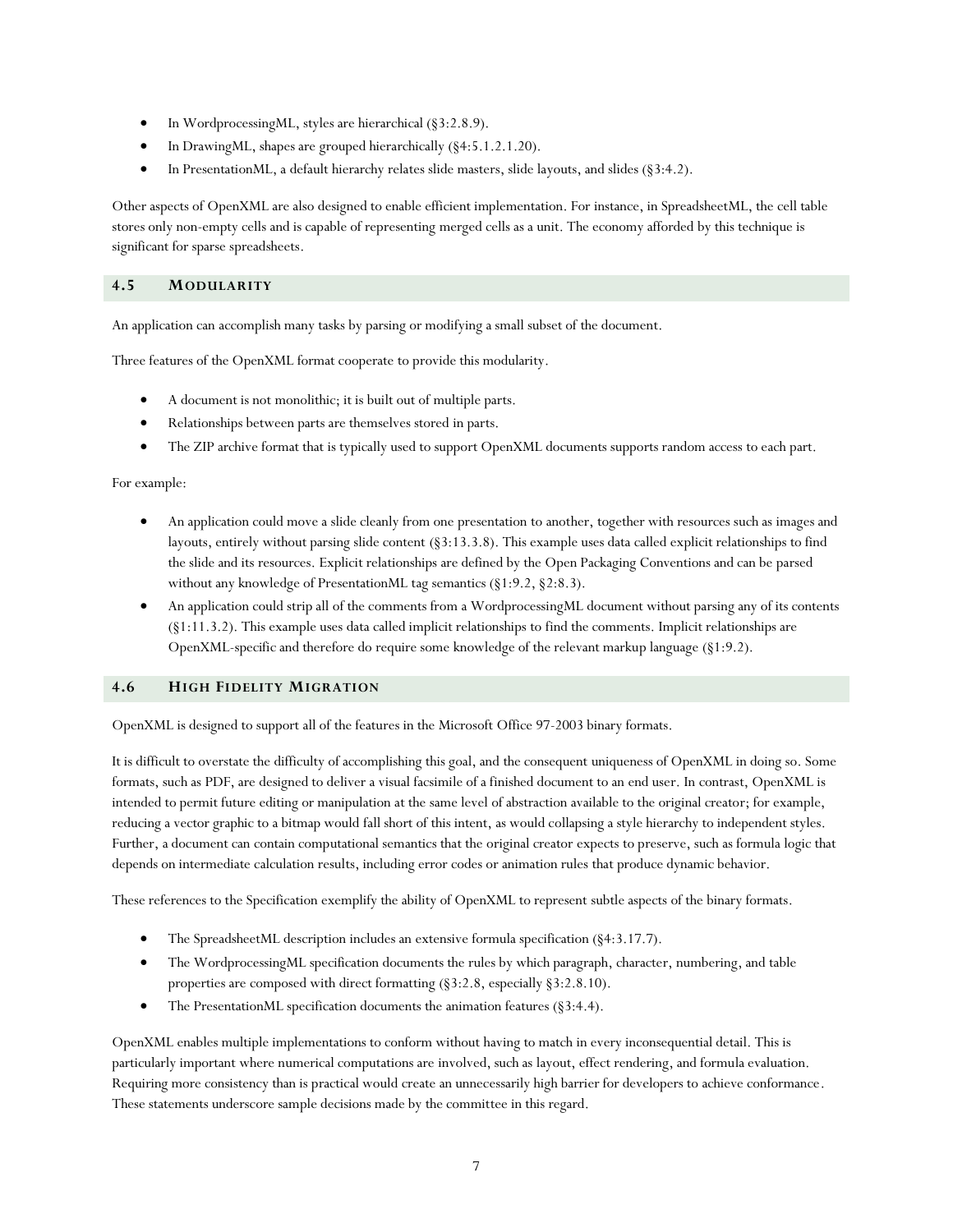- In WordprocessingML, styles are hierarchical (§3:2.8.9).
- In DrawingML, shapes are grouped hierarchically (§4:5.1.2.1.20).
- In PresentationML, a default hierarchy relates slide masters, slide layouts, and slides (§3:4.2).

Other aspects of OpenXML are also designed to enable efficient implementation. For instance, in SpreadsheetML, the cell table stores only non-empty cells and is capable of representing merged cells as a unit. The economy afforded by this technique is significant for sparse spreadsheets.

## 4.5 Modularity

An application can accomplish many tasks by parsing or modifying a small subset of the document.

Three features of the OpenXML format cooperate to provide this modularity.

- A document is not monolithic; it is built out of multiple parts.
- Relationships between parts are themselves stored in parts.
- The ZIP archive format that is typically used to support OpenXML documents supports random access to each part.

For example:

- An application could move a slide cleanly from one presentation to another, together with resources such as images and layouts, entirely without parsing slide content (§3:13.3.8). This example uses data called explicit relationships to find the slide and its resources. Explicit relationships are defined by the Open Packaging Conventions and can be parsed without any knowledge of PresentationML tag semantics (§1:9.2, §2:8.3).
- An application could strip all of the comments from a WordprocessingML document without parsing any of its contents (§1:11.3.2). This example uses data called implicit relationships to find the comments. Implicit relationships are OpenXML-specific and therefore do require some knowledge of the relevant markup language (§1:9.2).

## 4.6 High Fidelity Migration

OpenXML is designed to support all of the features in the Microsoft Office 97-2003 binary formats.

It is difficult to overstate the difficulty of accomplishing this goal, and the consequent uniqueness of OpenXML in doing so. Some formats, such as PDF, are designed to deliver a visual facsimile of a finished document to an end user. In contrast, OpenXML is intended to permit future editing or manipulation at the same level of abstraction available to the original creator; for example, reducing a vector graphic to a bitmap would fall short of this intent, as would collapsing a style hierarchy to independent styles. Further, a document can contain computational semantics that the original creator expects to preserve, such as formula logic that depends on intermediate calculation results, including error codes or animation rules that produce dynamic behavior.

These references to the Specification exemplify the ability of OpenXML to represent subtle aspects of the binary formats.

- The SpreadsheetML description includes an extensive formula specification (§4:3.17.7).
- The WordprocessingML specification documents the rules by which paragraph, character, numbering, and table properties are composed with direct formatting (§3:2.8, especially §3:2.8.10).
- The PresentationML specification documents the animation features (§3:4.4).

OpenXML enables multiple implementations to conform without having to match in every inconsequential detail. This is particularly important where numerical computations are involved, such as layout, effect rendering, and formula evaluation. Requiring more consistency than is practical would create an unnecessarily high barrier for developers to achieve conformance. These statements underscore sample decisions made by the committee in this regard.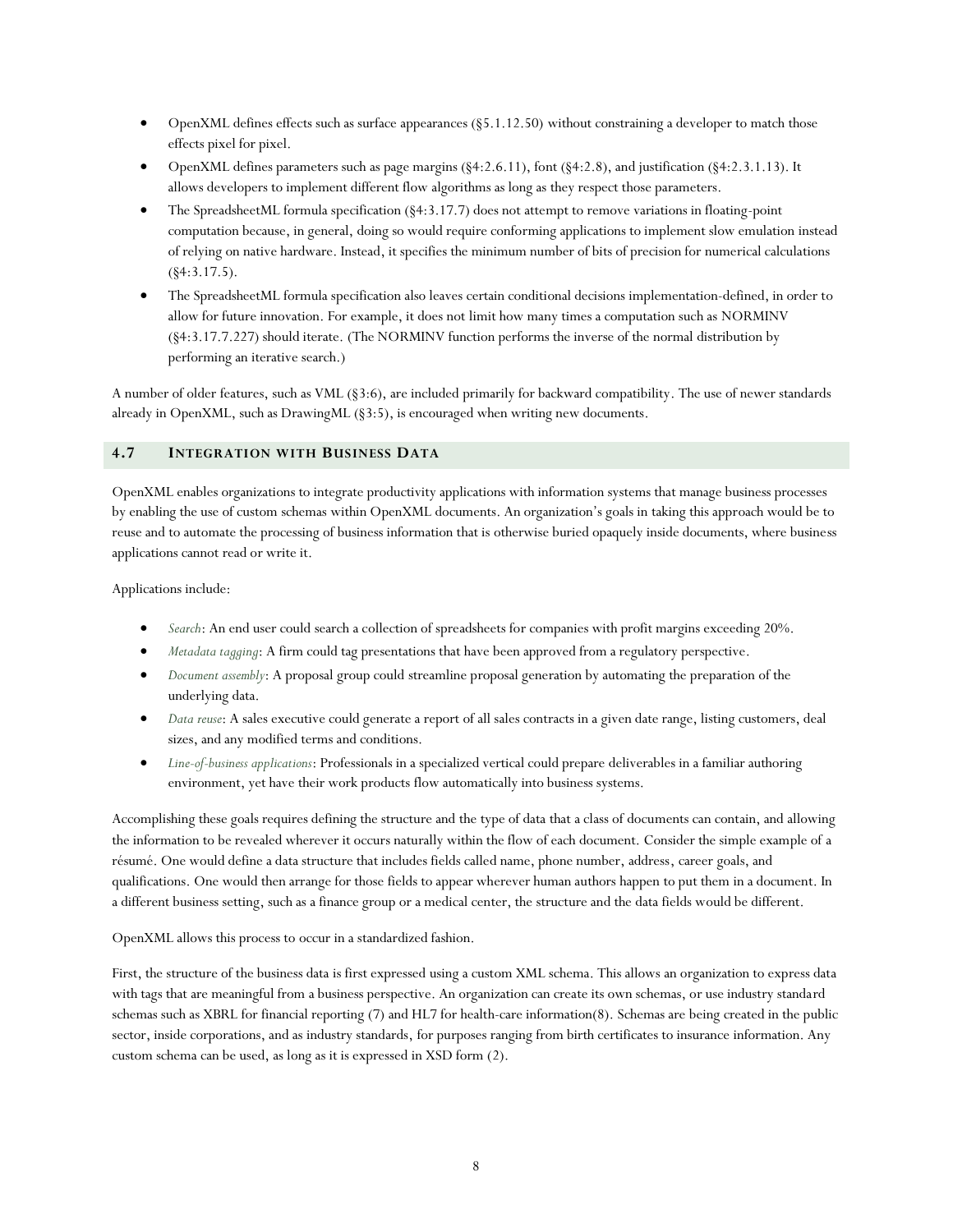- OpenXML defines effects such as surface appearances (§5.1.12.50) without constraining a developer to match those effects pixel for pixel.
- OpenXML defines parameters such as page margins (§4:2.6.11), font (§4:2.8), and justification (§4:2.3.1.13). It allows developers to implement different flow algorithms as long as they respect those parameters.
- The SpreadsheetML formula specification (§4:3.17.7) does not attempt to remove variations in floating-point computation because, in general, doing so would require conforming applications to implement slow emulation instead of relying on native hardware. Instead, it specifies the minimum number of bits of precision for numerical calculations (§4:3.17.5).
- The SpreadsheetML formula specification also leaves certain conditional decisions implementation-defined, in order to allow for future innovation. For example, it does not limit how many times a computation such as NORMINV (§4:3.17.7.227) should iterate. (The NORMINV function performs the inverse of the normal distribution by performing an iterative search.)

A number of older features, such as VML (§3:6), are included primarily for backward compatibility. The use of newer standards already in OpenXML, such as DrawingML (§3:5), is encouraged when writing new documents.

## 4.7 Integration with Business Data

OpenXML enables organizations to integrate productivity applications with information systems that manage business processes by enabling the use of custom schemas within OpenXML documents. An organization's goals in taking this approach would be to reuse and to automate the processing of business information that is otherwise buried opaquely inside documents, where business applications cannot read or write it.

Applications include:

- *Search*: An end user could search a collection of spreadsheets for companies with profit margins exceeding 20%.
- *Metadata tagging*: A firm could tag presentations that have been approved from a regulatory perspective.
- *Document assembly*: A proposal group could streamline proposal generation by automating the preparation of the underlying data.
- *Data reuse*: A sales executive could generate a report of all sales contracts in a given date range, listing customers, deal sizes, and any modified terms and conditions.
- *Line-of-business applications*: Professionals in a specialized vertical could prepare deliverables in a familiar authoring environment, yet have their work products flow automatically into business systems.

Accomplishing these goals requires defining the structure and the type of data that a class of documents can contain, and allowing the information to be revealed wherever it occurs naturally within the flow of each document. Consider the simple example of a résumé. One would define a data structure that includes fields called name, phone number, address, career goals, and qualifications. One would then arrange for those fields to appear wherever human authors happen to put them in a document. In a different business setting, such as a finance group or a medical center, the structure and the data fields would be different.

OpenXML allows this process to occur in a standardized fashion.

First, the structure of the business data is first expressed using a custom XML schema. This allows an organization to express data with tags that are meaningful from a business perspective. An organization can create its own schemas, or use industry standard schemas such as XBRL for financial reporting (7) and HL7 for health-care information(8). Schemas are being created in the public sector, inside corporations, and as industry standards, for purposes ranging from birth certificates to insurance information. Any custom schema can be used, as long as it is expressed in XSD form (2).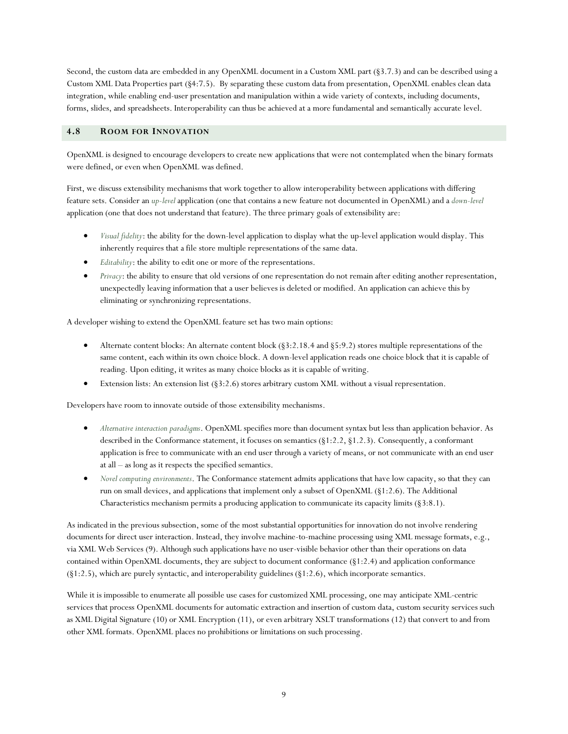Second, the custom data are embedded in any OpenXML document in a Custom XML part (§3.7.3) and can be described using a Custom XML Data Properties part (§4:7.5). By separating these custom data from presentation, OpenXML enables clean data integration, while enabling end-user presentation and manipulation within a wide variety of contexts, including documents, forms, slides, and spreadsheets. Interoperability can thus be achieved at a more fundamental and semantically accurate level.

## 4.8 ROOM FOR INNOVATION

OpenXML is designed to encourage developers to create new applications that were not contemplated when the binary formats were defined, or even when OpenXML was defined.

First, we discuss extensibility mechanisms that work together to allow interoperability between applications with differing feature sets. Consider an *up-level* application (one that contains a new feature not documented in OpenXML) and a *down-level* application (one that does not understand that feature). The three primary goals of extensibility are:

- *Visual fidelity*: the ability for the down-level application to display what the up-level application would display. This inherently requires that a file store multiple representations of the same data.
- *Editability*: the ability to edit one or more of the representations.
- *Privacy*: the ability to ensure that old versions of one representation do not remain after editing another representation, unexpectedly leaving information that a user believes is deleted or modified. An application can achieve this by eliminating or synchronizing representations.

A developer wishing to extend the OpenXML feature set has two main options:

- Alternate content blocks: An alternate content block (§3:2.18.4 and §5:9.2) stores multiple representations of the same content, each within its own choice block. A down-level application reads one choice block that it is capable of reading. Upon editing, it writes as many choice blocks as it is capable of writing.
- Extension lists: An extension list (§3:2.6) stores arbitrary custom XML without a visual representation.

Developers have room to innovate outside of those extensibility mechanisms.

- *Alternative interaction paradigms*. OpenXML specifies more than document syntax but less than application behavior. As described in the Conformance statement, it focuses on semantics (§1:2.2, §1.2.3). Consequently, a conformant application is free to communicate with an end user through a variety of means, or not communicate with an end user at all – as long as it respects the specified semantics.
- *Novel computing environments*. The Conformance statement admits applications that have low capacity, so that they can run on small devices, and applications that implement only a subset of OpenXML (§1:2.6). The Additional Characteristics mechanism permits a producing application to communicate its capacity limits (§3:8.1).

As indicated in the previous subsection, some of the most substantial opportunities for innovation do not involve rendering documents for direct user interaction. Instead, they involve machine-to-machine processing using XML message formats, e.g., via XML Web Services (9). Although such applications have no user-visible behavior other than their operations on data contained within OpenXML documents, they are subject to document conformance (§1:2.4) and application conformance (§1:2.5), which are purely syntactic, and interoperability guidelines (§1:2.6), which incorporate semantics.

While it is impossible to enumerate all possible use cases for customized XML processing, one may anticipate XML-centric services that process OpenXML documents for automatic extraction and insertion of custom data, custom security services such as XML Digital Signature (10) or XML Encryption (11), or even arbitrary XSLT transformations (12) that convert to and from other XML formats. OpenXML places no prohibitions or limitations on such processing.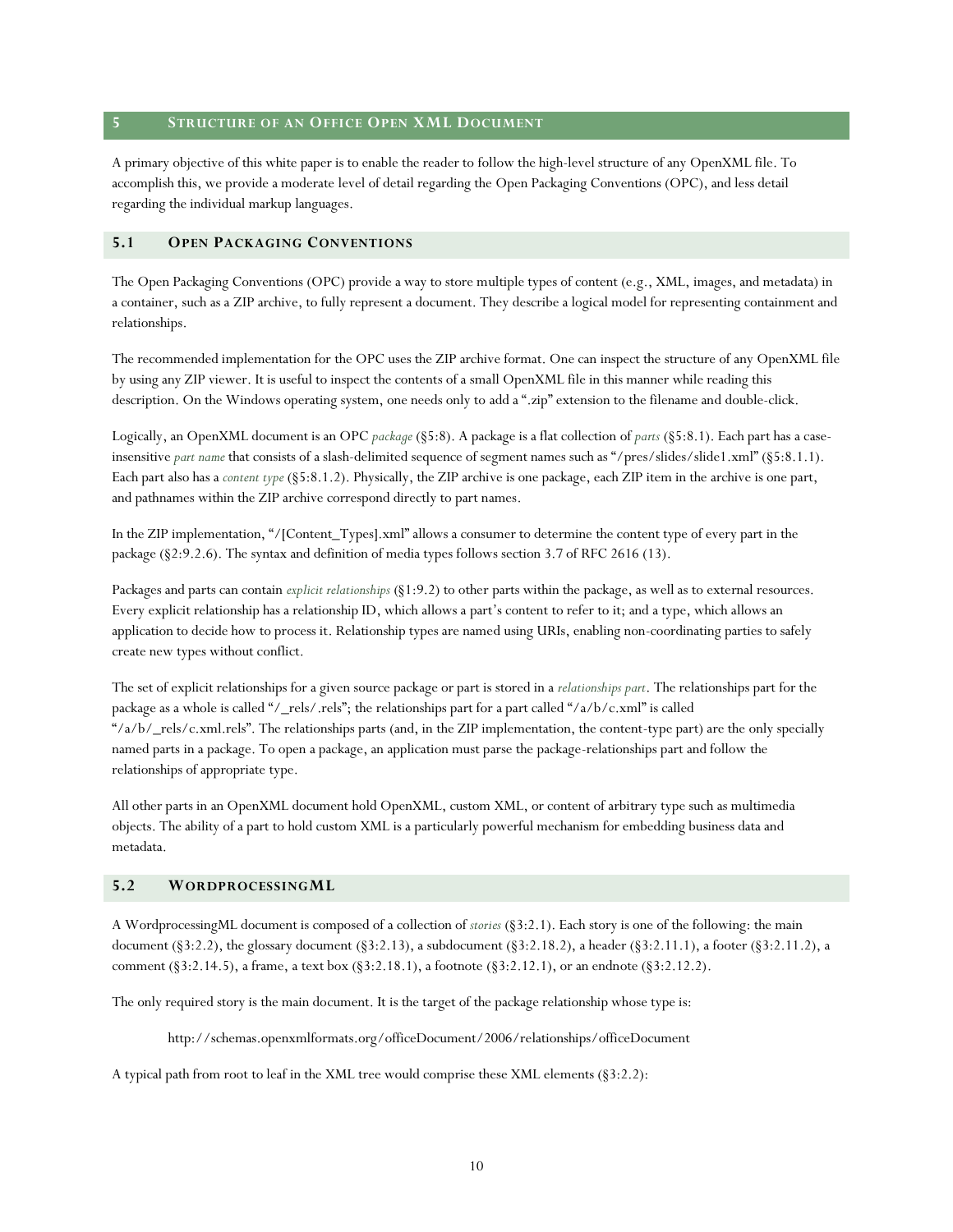## 5 Structure of an Office Open XML Document

A primary objective of this white paper is to enable the reader to follow the high-level structure of any OpenXML file. To accomplish this, we provide a moderate level of detail regarding the Open Packaging Conventions (OPC), and less detail regarding the individual markup languages.

### 5.1 Open Packaging Conventions

The Open Packaging Conventions (OPC) provide a way to store multiple types of content (e.g., XML, images, and metadata) in a container, such as a ZIP archive, to fully represent a document. They describe a logical model for representing containment and relationships.

The recommended implementation for the OPC uses the ZIP archive format. One can inspect the structure of any OpenXML file by using any ZIP viewer. It is useful to inspect the contents of a small OpenXML file in this manner while reading this description. On the Windows operating system, one needs only to add a ".zip" extension to the filename and double-click.

Logically, an OpenXML document is an OPC *package* (§5:8). A package is a flat collection of *parts* (§5:8.1). Each part has a case-insensitive *part name* that consists of a slash-delimited sequence of segment names such as "/pres/slides/slide1.xml" (§5:8.1.1). Each part also has a *content type* (§5:8.1.2). Physically, the ZIP archive is one package, each ZIP item in the archive is one part, and pathnames within the ZIP archive correspond directly to part names.

In the ZIP implementation, "/[Content_Types].xml" allows a consumer to determine the content type of every part in the package (§2:9.2.6). The syntax and definition of media types follows section 3.7 of RFC 2616 (13).

Packages and parts can contain *explicit relationships* (§1:9.2) to other parts within the package, as well as to external resources. Every explicit relationship has a relationship ID, which allows a part's content to refer to it; and a type, which allows an application to decide how to process it. Relationship types are named using URIs, enabling non-coordinating parties to safely create new types without conflict.

The set of explicit relationships for a given source package or part is stored in a *relationships part*. The relationships part for the package as a whole is called "/_rels/.rels"; the relationships part for a part called "/a/b/c.xml" is called "/a/b/_rels/c.xml.rels". The relationships parts (and, in the ZIP implementation, the content-type part) are the only specially named parts in a package. To open a package, an application must parse the package-relationships part and follow the relationships of appropriate type.

All other parts in an OpenXML document hold OpenXML, custom XML, or content of arbitrary type such as multimedia objects. The ability of a part to hold custom XML is a particularly powerful mechanism for embedding business data and metadata.

### 5.2 WordprocessingML

A WordprocessingML document is composed of a collection of *stories* (§3:2.1). Each story is one of the following: the main document (§3:2.2), the glossary document (§3:2.13), a subdocument (§3:2.18.2), a header (§3:2.11.1), a footer (§3:2.11.2), a comment (§3:2.14.5), a frame, a text box (§3:2.18.1), a footnote (§3:2.12.1), or an endnote (§3:2.12.2).

The only required story is the main document. It is the target of the package relationship whose type is:

> http://schemas.openxmlformats.org/officeDocument/2006/relationships/officeDocument

A typical path from root to leaf in the XML tree would comprise these XML elements (§3:2.2):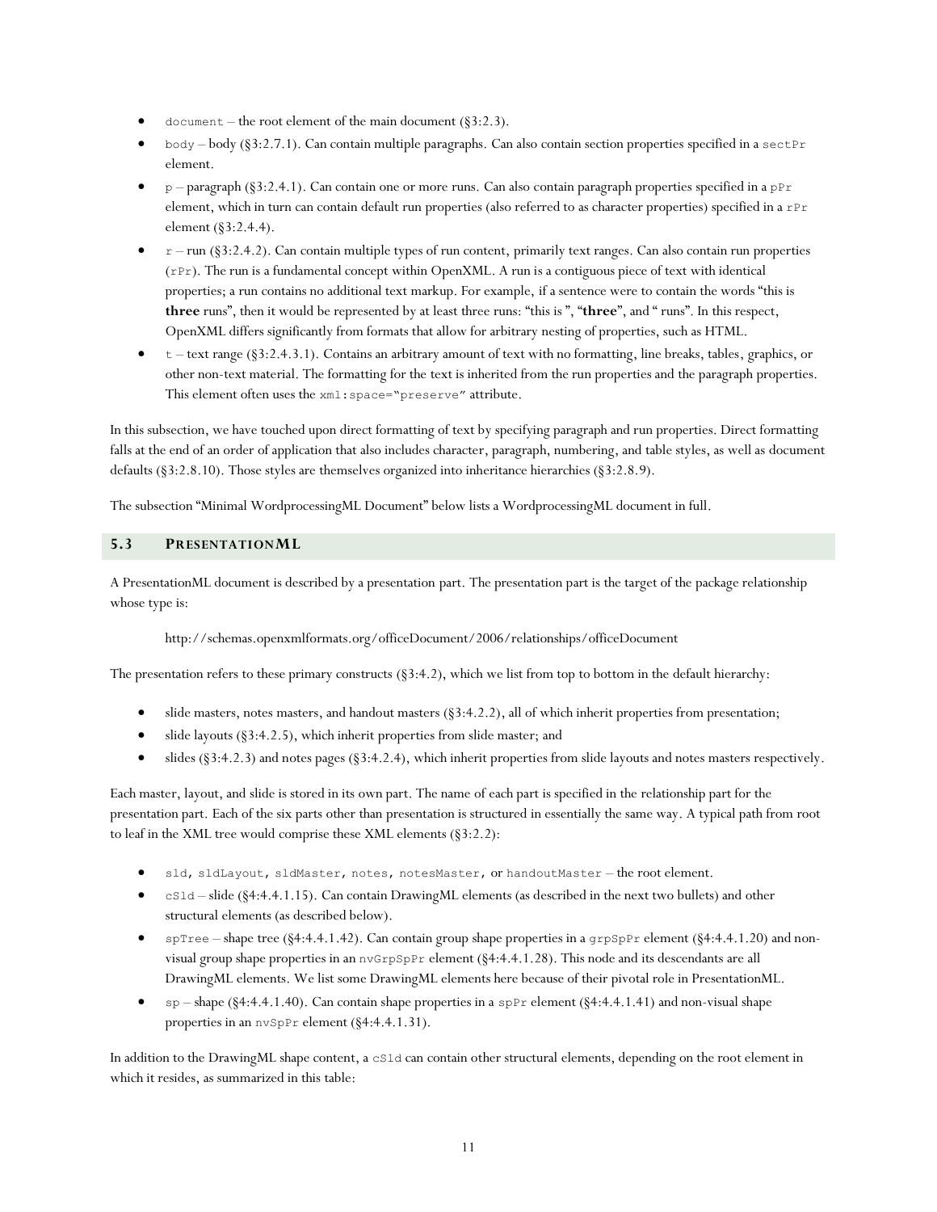- `document` – the root element of the main document (§3:2.3).
- `body` – body (§3:2.7.1). Can contain multiple paragraphs. Can also contain section properties specified in a `sectPr` element.
- `p` – paragraph (§3:2.4.1). Can contain one or more runs. Can also contain paragraph properties specified in a `pPr` element, which in turn can contain default run properties (also referred to as character properties) specified in a `rPr` element (§3:2.4.4).
- `r` – run (§3:2.4.2). Can contain multiple types of run content, primarily text ranges. Can also contain run properties (`rPr`). The run is a fundamental concept within OpenXML. A run is a contiguous piece of text with identical properties; a run contains no additional text markup. For example, if a sentence were to contain the words "this is **three** runs", then it would be represented by at least three runs: "this is ", "**three**", and " runs". In this respect, OpenXML differs significantly from formats that allow for arbitrary nesting of properties, such as HTML.
- `t` – text range (§3:2.4.3.1). Contains an arbitrary amount of text with no formatting, line breaks, tables, graphics, or other non-text material. The formatting for the text is inherited from the run properties and the paragraph properties. This element often uses the `xml:space="preserve"` attribute.

In this subsection, we have touched upon direct formatting of text by specifying paragraph and run properties. Direct formatting falls at the end of an order of application that also includes character, paragraph, numbering, and table styles, as well as document defaults (§3:2.8.10). Those styles are themselves organized into inheritance hierarchies (§3:2.8.9).

The subsection "Minimal WordprocessingML Document" below lists a WordprocessingML document in full.

## 5.3 PresentationML

A PresentationML document is described by a presentation part. The presentation part is the target of the package relationship whose type is:

> http://schemas.openxmlformats.org/officeDocument/2006/relationships/officeDocument

The presentation refers to these primary constructs (§3:4.2), which we list from top to bottom in the default hierarchy:

- slide masters, notes masters, and handout masters (§3:4.2.2), all of which inherit properties from presentation;
- slide layouts (§3:4.2.5), which inherit properties from slide master; and
- slides (§3:4.2.3) and notes pages (§3:4.2.4), which inherit properties from slide layouts and notes masters respectively.

Each master, layout, and slide is stored in its own part. The name of each part is specified in the relationship part for the presentation part. Each of the six parts other than presentation is structured in essentially the same way. A typical path from root to leaf in the XML tree would comprise these XML elements (§3:2.2):

- `sld`, `sldLayout`, `sldMaster`, `notes`, `notesMaster`, or `handoutMaster` – the root element.
- `cSld` – slide (§4:4.4.1.15). Can contain DrawingML elements (as described in the next two bullets) and other structural elements (as described below).
- `spTree` – shape tree (§4:4.4.1.42). Can contain group shape properties in a `grpSpPr` element (§4:4.4.1.20) and non-visual group shape properties in an `nvGrpSpPr` element (§4:4.4.1.28). This node and its descendants are all DrawingML elements. We list some DrawingML elements here because of their pivotal role in PresentationML.
- `sp` – shape (§4:4.4.1.40). Can contain shape properties in a `spPr` element (§4:4.4.1.41) and non-visual shape properties in an `nvSpPr` element (§4:4.4.1.31).

In addition to the DrawingML shape content, a `cSld` can contain other structural elements, depending on the root element in which it resides, as summarized in this table: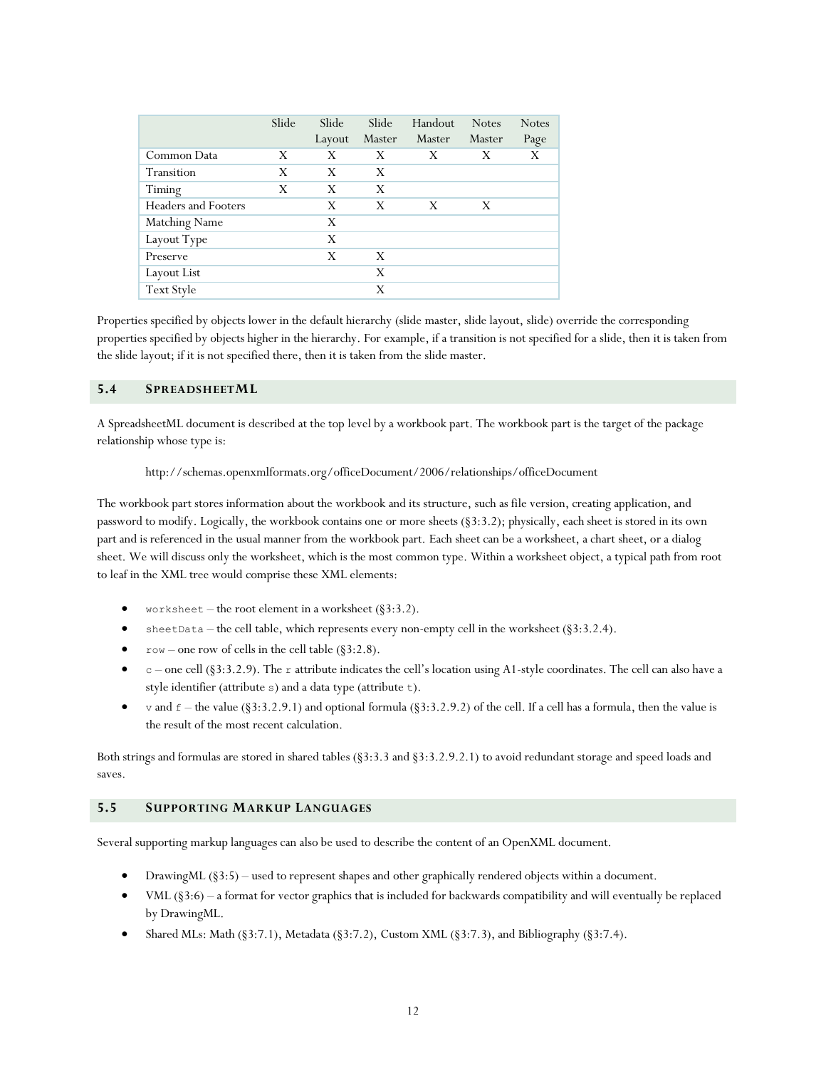| | Slide | Slide Layout | Slide Master | Handout Master | Notes Master | Notes Page |
|---|---|---|---|---|---|---|
| Common Data | X | X | X | X | X | X |
| Transition | X | X | X | | | |
| Timing | X | X | X | | | |
| Headers and Footers | | X | X | X | X | |
| Matching Name | | X | | | | |
| Layout Type | | X | | | | |
| Preserve | | X | X | | | |
| Layout List | | | X | | | |
| Text Style | | | X | | | |

Properties specified by objects lower in the default hierarchy (slide master, slide layout, slide) override the corresponding properties specified by objects higher in the hierarchy. For example, if a transition is not specified for a slide, then it is taken from the slide layout; if it is not specified there, then it is taken from the slide master.

## 5.4 SpreadsheetML

A SpreadsheetML document is described at the top level by a workbook part. The workbook part is the target of the package relationship whose type is:

> http://schemas.openxmlformats.org/officeDocument/2006/relationships/officeDocument

The workbook part stores information about the workbook and its structure, such as file version, creating application, and password to modify. Logically, the workbook contains one or more sheets (§3:3.2); physically, each sheet is stored in its own part and is referenced in the usual manner from the workbook part. Each sheet can be a worksheet, a chart sheet, or a dialog sheet. We will discuss only the worksheet, which is the most common type. Within a worksheet object, a typical path from root to leaf in the XML tree would comprise these XML elements:

- `worksheet` – the root element in a worksheet (§3:3.2).
- `sheetData` – the cell table, which represents every non-empty cell in the worksheet (§3:3.2.4).
- `row` – one row of cells in the cell table (§3:2.8).
- `c` – one cell (§3:3.2.9). The `r` attribute indicates the cell's location using A1-style coordinates. The cell can also have a style identifier (attribute `s`) and a data type (attribute `t`).
- `v` and `f` – the value (§3:3.2.9.1) and optional formula (§3:3.2.9.2) of the cell. If a cell has a formula, then the value is the result of the most recent calculation.

Both strings and formulas are stored in shared tables (§3:3.3 and §3:3.2.9.2.1) to avoid redundant storage and speed loads and saves.

## 5.5 Supporting Markup Languages

Several supporting markup languages can also be used to describe the content of an OpenXML document.

- DrawingML (§3:5) – used to represent shapes and other graphically rendered objects within a document.
- VML (§3:6) – a format for vector graphics that is included for backwards compatibility and will eventually be replaced by DrawingML.
- Shared MLs: Math (§3:7.1), Metadata (§3:7.2), Custom XML (§3:7.3), and Bibliography (§3:7.4).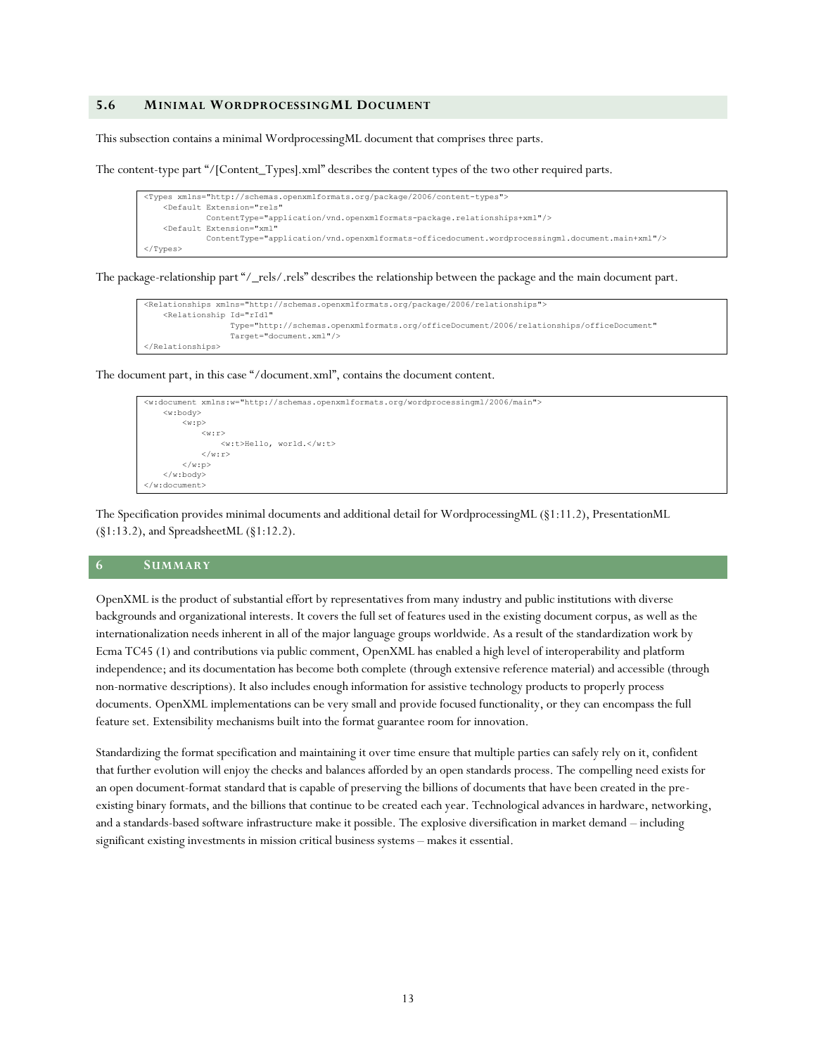### 5.6 Minimal WordprocessingML Document

This subsection contains a minimal WordprocessingML document that comprises three parts.

The content-type part "/[Content_Types].xml" describes the content types of the two other required parts.

```
<Types xmlns="http://schemas.openxmlformats.org/package/2006/content-types">
    <Default Extension="rels"
            ContentType="application/vnd.openxmlformats-package.relationships+xml"/>
    <Default Extension="xml"
            ContentType="application/vnd.openxmlformats-officedocument.wordprocessingml.document.main+xml"/>
</Types>
```

The package-relationship part "/_rels/.rels" describes the relationship between the package and the main document part.

```
<Relationships xmlns="http://schemas.openxmlformats.org/package/2006/relationships">
    <Relationship Id="rId1"
                  Type="http://schemas.openxmlformats.org/officeDocument/2006/relationships/officeDocument"
                  Target="document.xml"/>
</Relationships>
```

The document part, in this case "/document.xml", contains the document content.

```
<w:document xmlns:w="http://schemas.openxmlformats.org/wordprocessingml/2006/main">
    <w:body>
        <w:p>
            <w:r>
                <w:t>Hello, world.</w:t>
            </w:r>
        </w:p>
    </w:body>
</w:document>
```

The Specification provides minimal documents and additional detail for WordprocessingML (§1:11.2), PresentationML (§1:13.2), and SpreadsheetML (§1:12.2).

## 6 Summary

OpenXML is the product of substantial effort by representatives from many industry and public institutions with diverse backgrounds and organizational interests. It covers the full set of features used in the existing document corpus, as well as the internationalization needs inherent in all of the major language groups worldwide. As a result of the standardization work by Ecma TC45 (1) and contributions via public comment, OpenXML has enabled a high level of interoperability and platform independence; and its documentation has become both complete (through extensive reference material) and accessible (through non-normative descriptions). It also includes enough information for assistive technology products to properly process documents. OpenXML implementations can be very small and provide focused functionality, or they can encompass the full feature set. Extensibility mechanisms built into the format guarantee room for innovation.

Standardizing the format specification and maintaining it over time ensure that multiple parties can safely rely on it, confident that further evolution will enjoy the checks and balances afforded by an open standards process. The compelling need exists for an open document-format standard that is capable of preserving the billions of documents that have been created in the pre-existing binary formats, and the billions that continue to be created each year. Technological advances in hardware, networking, and a standards-based software infrastructure make it possible. The explosive diversification in market demand – including significant existing investments in mission critical business systems – makes it essential.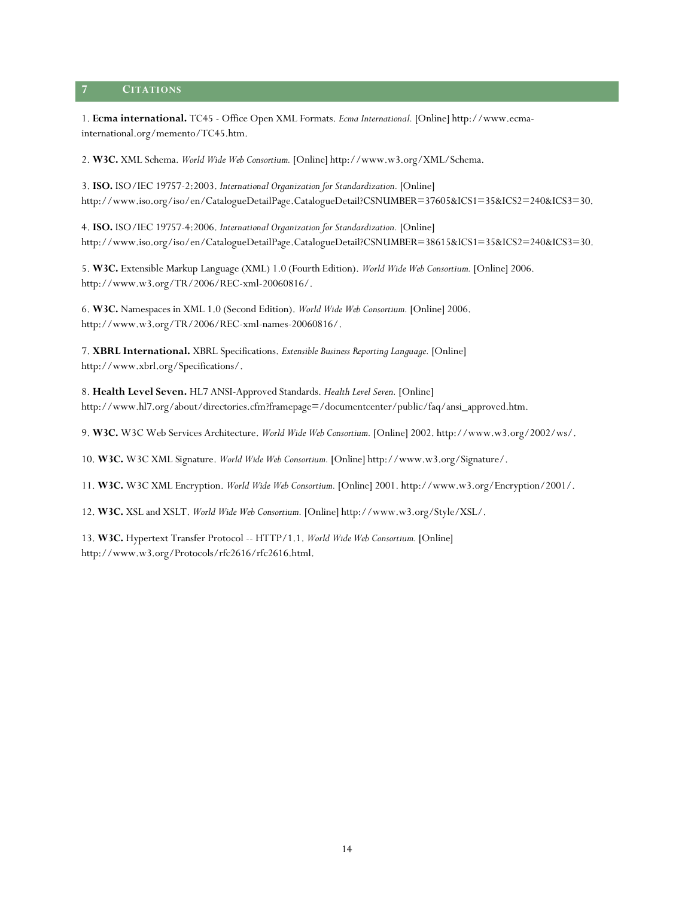# 7 Citations

1. **Ecma international.** TC45 - Office Open XML Formats. *Ecma International.* [Online] http://www.ecma-international.org/memento/TC45.htm.

2. **W3C.** XML Schema. *World Wide Web Consortium.* [Online] http://www.w3.org/XML/Schema.

3. **ISO.** ISO/IEC 19757-2:2003. *International Organization for Standardization.* [Online] http://www.iso.org/iso/en/CatalogueDetailPage.CatalogueDetail?CSNUMBER=37605&ICS1=35&ICS2=240&ICS3=30.

4. **ISO.** ISO/IEC 19757-4:2006. *International Organization for Standardization.* [Online] http://www.iso.org/iso/en/CatalogueDetailPage.CatalogueDetail?CSNUMBER=38615&ICS1=35&ICS2=240&ICS3=30.

5. **W3C.** Extensible Markup Language (XML) 1.0 (Fourth Edition). *World Wide Web Consortium.* [Online] 2006. http://www.w3.org/TR/2006/REC-xml-20060816/.

6. **W3C.** Namespaces in XML 1.0 (Second Edition). *World Wide Web Consortium.* [Online] 2006. http://www.w3.org/TR/2006/REC-xml-names-20060816/.

7. **XBRL International.** XBRL Specifications. *Extensible Business Reporting Language.* [Online] http://www.xbrl.org/Specifications/.

8. **Health Level Seven.** HL7 ANSI-Approved Standards. *Health Level Seven.* [Online] http://www.hl7.org/about/directories.cfm?framepage=/documentcenter/public/faq/ansi_approved.htm.

9. **W3C.** W3C Web Services Architecture. *World Wide Web Consortium.* [Online] 2002. http://www.w3.org/2002/ws/.

10. **W3C.** W3C XML Signature. *World Wide Web Consortium.* [Online] http://www.w3.org/Signature/.

11. **W3C.** W3C XML Encryption. *World Wide Web Consortium.* [Online] 2001. http://www.w3.org/Encryption/2001/.

12. **W3C.** XSL and XSLT. *World Wide Web Consortium.* [Online] http://www.w3.org/Style/XSL/.

13. **W3C.** Hypertext Transfer Protocol -- HTTP/1.1. *World Wide Web Consortium.* [Online] http://www.w3.org/Protocols/rfc2616/rfc2616.html.